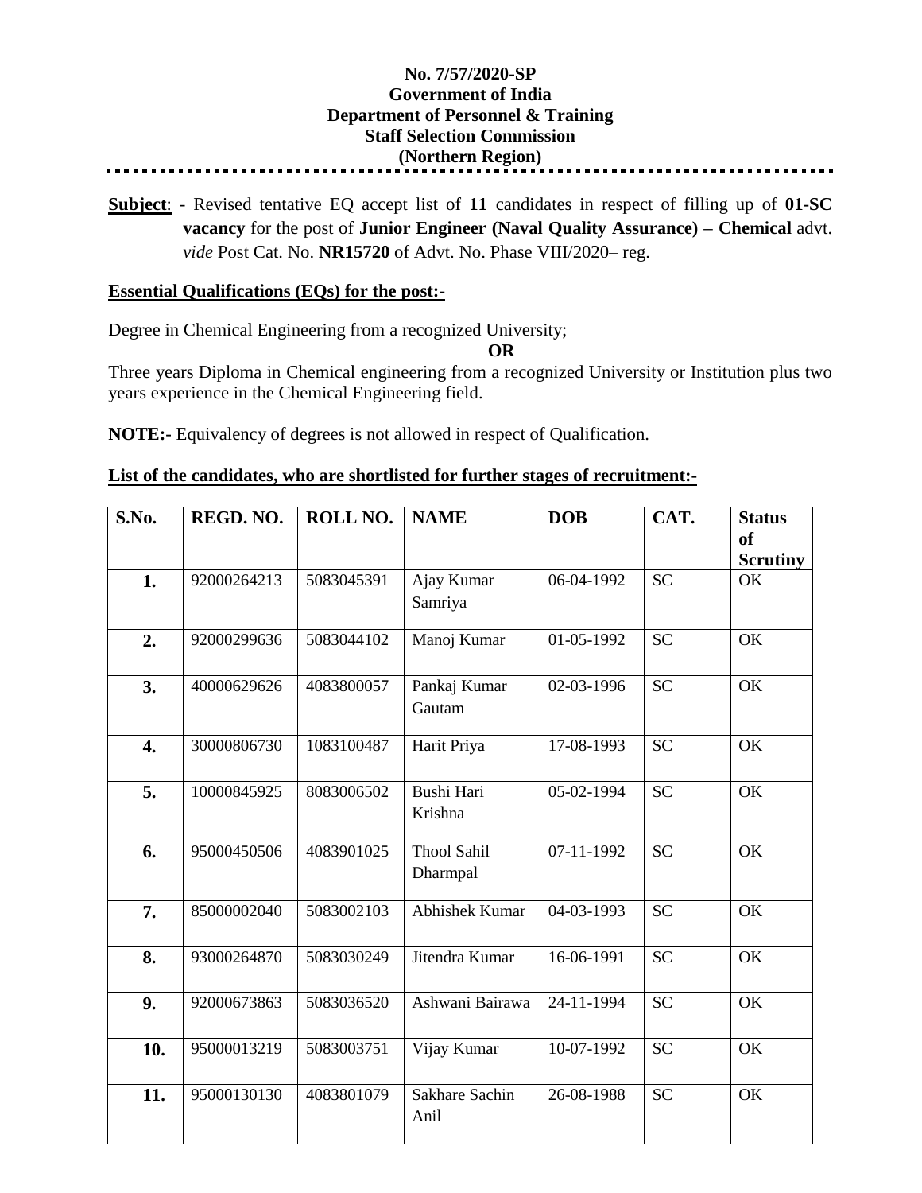**No. 7/57/2020-SP**
**Government of India**
**Department of Personnel & Training**
**Staff Selection Commission**
**(Northern Region)**

---

**Subject**: - Revised tentative EQ accept list of **11** candidates in respect of filling up of **01-SC vacancy** for the post of **Junior Engineer (Naval Quality Assurance) – Chemical** advt. *vide* Post Cat. No. **NR15720** of Advt. No. Phase VIII/2020– reg.

**Essential Qualifications (EQs) for the post:-**

Degree in Chemical Engineering from a recognized University;

**OR**

Three years Diploma in Chemical engineering from a recognized University or Institution plus two years experience in the Chemical Engineering field.

**NOTE:-** Equivalency of degrees is not allowed in respect of Qualification.

**List of the candidates, who are shortlisted for further stages of recruitment:-**

| S.No. | REGD. NO. | ROLL NO. | NAME | DOB | CAT. | Status of Scrutiny |
|---|---|---|---|---|---|---|
| **1.** | 92000264213 | 5083045391 | Ajay Kumar Samriya | 06-04-1992 | SC | OK |
| **2.** | 92000299636 | 5083044102 | Manoj Kumar | 01-05-1992 | SC | OK |
| **3.** | 40000629626 | 4083800057 | Pankaj Kumar Gautam | 02-03-1996 | SC | OK |
| **4.** | 30000806730 | 1083100487 | Harit Priya | 17-08-1993 | SC | OK |
| **5.** | 10000845925 | 8083006502 | Bushi Hari Krishna | 05-02-1994 | SC | OK |
| **6.** | 95000450506 | 4083901025 | Thool Sahil Dharmpal | 07-11-1992 | SC | OK |
| **7.** | 85000002040 | 5083002103 | Abhishek Kumar | 04-03-1993 | SC | OK |
| **8.** | 93000264870 | 5083030249 | Jitendra Kumar | 16-06-1991 | SC | OK |
| **9.** | 92000673863 | 5083036520 | Ashwani Bairawa | 24-11-1994 | SC | OK |
| **10.** | 95000013219 | 5083003751 | Vijay Kumar | 10-07-1992 | SC | OK |
| **11.** | 95000130130 | 4083801079 | Sakhare Sachin Anil | 26-08-1988 | SC | OK |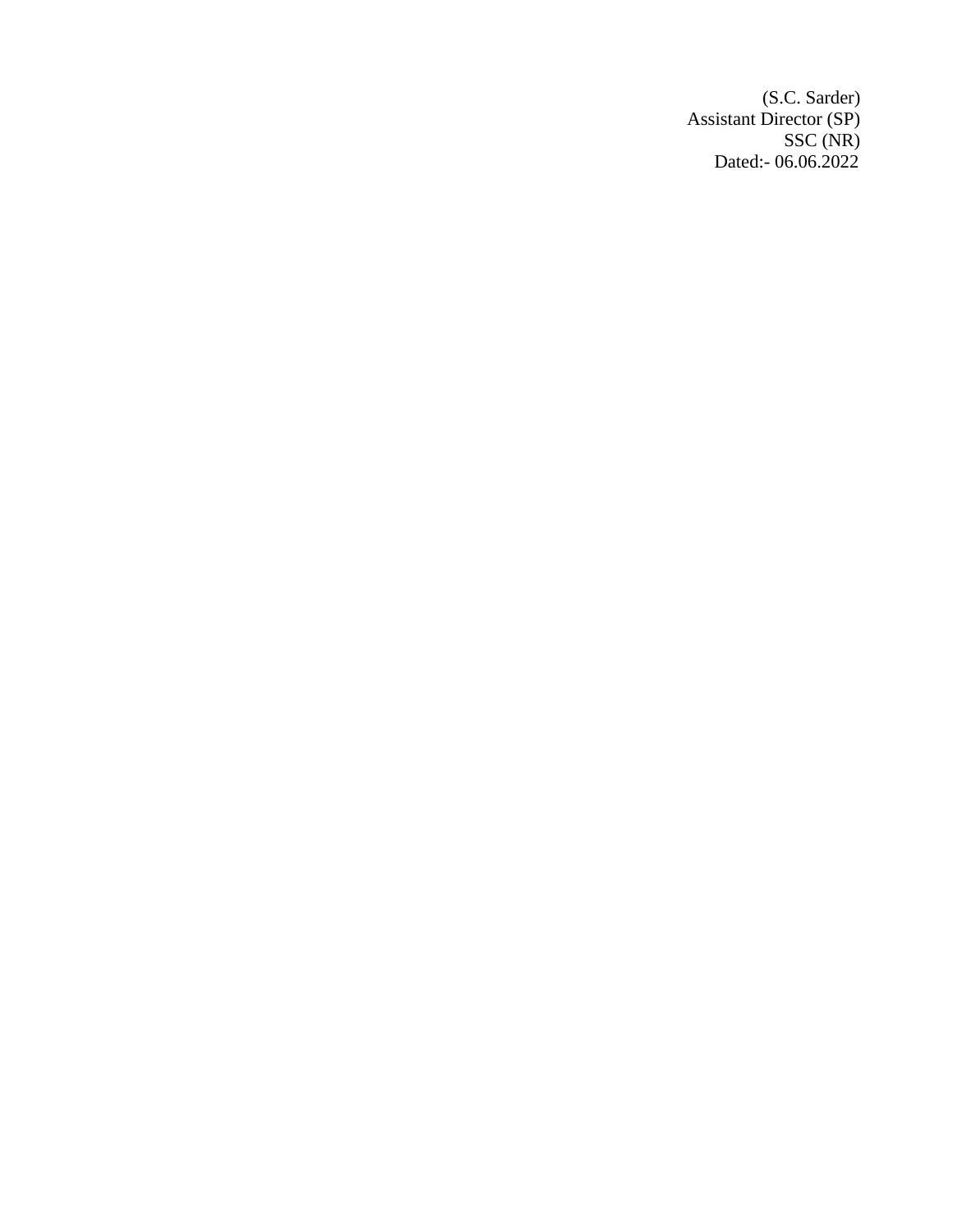(S.C. Sarder)
Assistant Director (SP)
SSC (NR)
Dated:- 06.06.2022